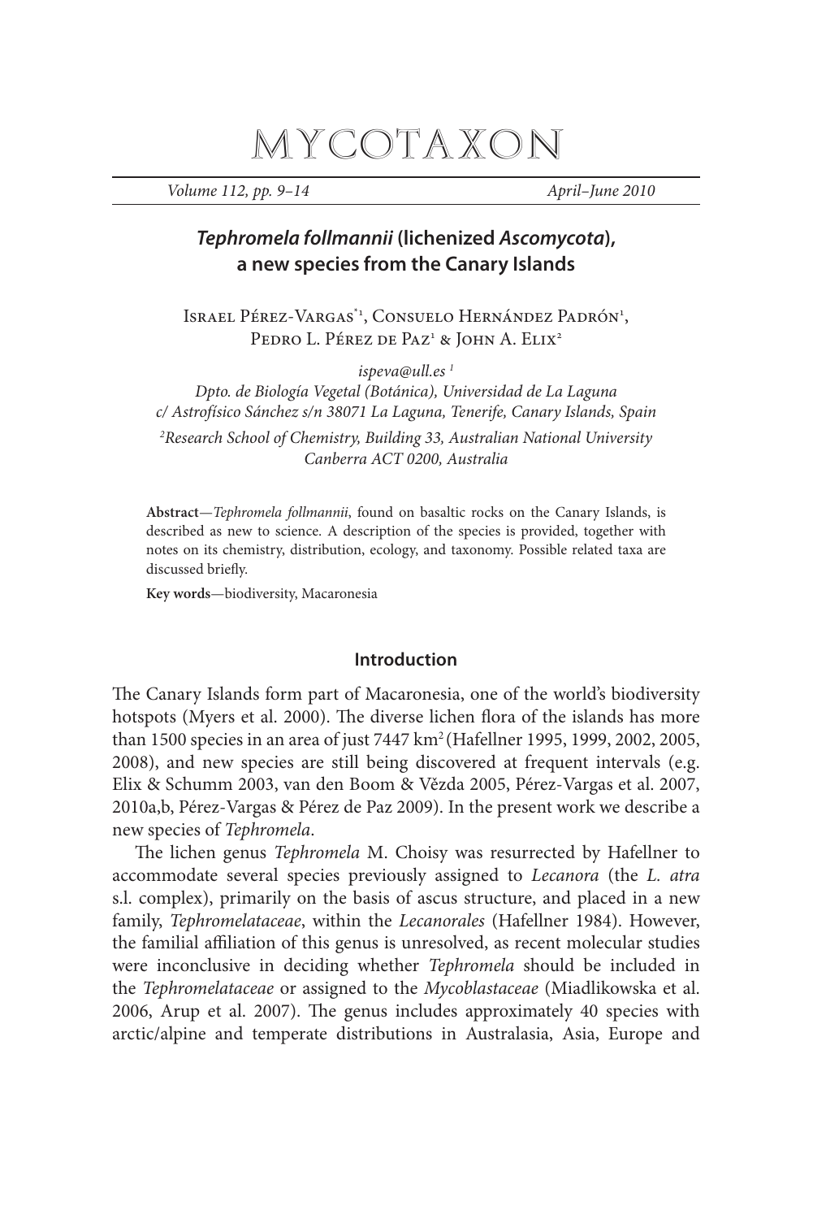# MYCOTAXON

# *Tephromela follmannii* (lichenized *Ascomycota*), a new species from the Canary Islands

Israel Pérez-Vargas*[1], Consuelo Hernández Padrón[1], Pedro L. Pérez de Paz[1] & John A. Elix[2]

*ispeva@ull.es [1]*
*Dpto. de Biología Vegetal (Botánica), Universidad de La Laguna*
*c/ Astrofísico Sánchez s/n 38071 La Laguna, Tenerife, Canary Islands, Spain*

*[2]Research School of Chemistry, Building 33, Australian National University*
*Canberra ACT 0200, Australia*

**Abstract**—*Tephromela follmannii*, found on basaltic rocks on the Canary Islands, is described as new to science. A description of the species is provided, together with notes on its chemistry, distribution, ecology, and taxonomy. Possible related taxa are discussed briefly.

**Key words**—biodiversity, Macaronesia

## Introduction

The Canary Islands form part of Macaronesia, one of the world's biodiversity hotspots (Myers et al. 2000). The diverse lichen flora of the islands has more than 1500 species in an area of just 7447 km$^2$ (Hafellner 1995, 1999, 2002, 2005, 2008), and new species are still being discovered at frequent intervals (e.g. Elix & Schumm 2003, van den Boom & Vězda 2005, Pérez-Vargas et al. 2007, 2010a,b, Pérez-Vargas & Pérez de Paz 2009). In the present work we describe a new species of *Tephromela*.

The lichen genus *Tephromela* M. Choisy was resurrected by Hafellner to accommodate several species previously assigned to *Lecanora* (the *L. atra* s.l. complex), primarily on the basis of ascus structure, and placed in a new family, *Tephromelataceae*, within the *Lecanorales* (Hafellner 1984). However, the familial affiliation of this genus is unresolved, as recent molecular studies were inconclusive in deciding whether *Tephromela* should be included in the *Tephromelataceae* or assigned to the *Mycoblastaceae* (Miadlikowska et al. 2006, Arup et al. 2007). The genus includes approximately 40 species with arctic/alpine and temperate distributions in Australasia, Asia, Europe and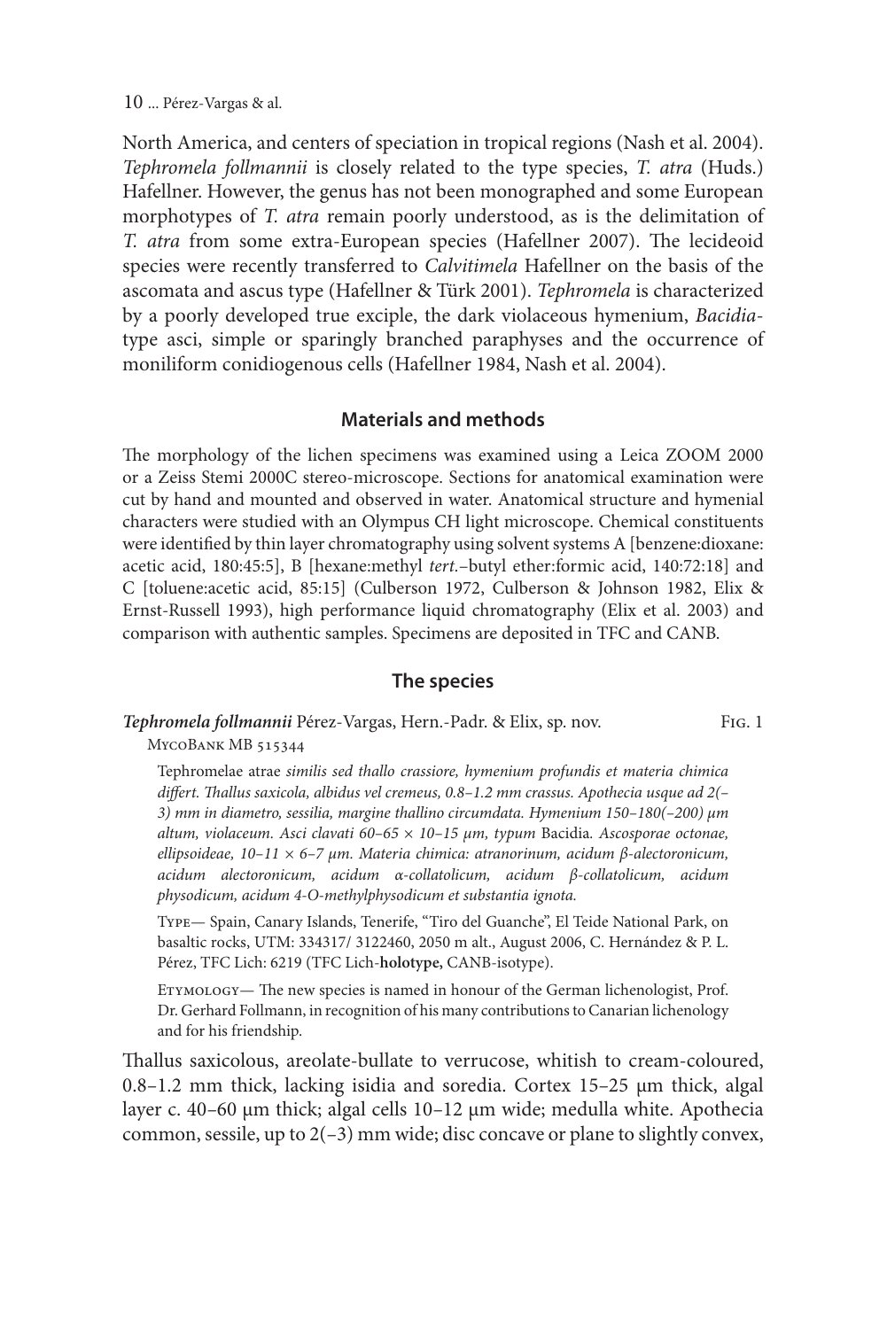North America, and centers of speciation in tropical regions (Nash et al. 2004). *Tephromela follmannii* is closely related to the type species, *T. atra* (Huds.) Hafellner. However, the genus has not been monographed and some European morphotypes of *T. atra* remain poorly understood, as is the delimitation of *T. atra* from some extra-European species (Hafellner 2007). The lecideoid species were recently transferred to *Calvitimela* Hafellner on the basis of the ascomata and ascus type (Hafellner & Türk 2001). *Tephromela* is characterized by a poorly developed true exciple, the dark violaceous hymenium, *Bacidia*-type asci, simple or sparingly branched paraphyses and the occurrence of moniliform conidiogenous cells (Hafellner 1984, Nash et al. 2004).

## Materials and methods

The morphology of the lichen specimens was examined using a Leica ZOOM 2000 or a Zeiss Stemi 2000C stereo-microscope. Sections for anatomical examination were cut by hand and mounted and observed in water. Anatomical structure and hymenial characters were studied with an Olympus CH light microscope. Chemical constituents were identified by thin layer chromatography using solvent systems A [benzene:dioxane: acetic acid, 180:45:5], B [hexane:methyl *tert.*–butyl ether:formic acid, 140:72:18] and C [toluene:acetic acid, 85:15] (Culberson 1972, Culberson & Johnson 1982, Elix & Ernst-Russell 1993), high performance liquid chromatography (Elix et al. 2003) and comparison with authentic samples. Specimens are deposited in TFC and CANB.

## The species

***Tephromela follmannii*** Pérez-Vargas, Hern.-Padr. & Elix, sp. nov. Fig. 1

MycoBank MB 515344

Tephromelae atrae *similis sed thallo crassiore, hymenium profundis et materia chimica differt. Thallus saxicola, albidus vel cremeus, 0.8–1.2 mm crassus. Apothecia usque ad 2(–3) mm in diametro, sessilia, margine thallino circumdata. Hymenium 150–180(–200) µm altum, violaceum. Asci clavati 60–65 × 10–15 µm, typum* Bacidia*. Ascosporae octonae, ellipsoideae, 10–11 × 6–7 µm. Materia chimica: atranorinum, acidum β-alectoronicum, acidum alectoronicum, acidum α-collatolicum, acidum β-collatolicum, acidum physodicum, acidum 4-O-methylphysodicum et substantia ignota.*

Type— Spain, Canary Islands, Tenerife, "Tiro del Guanche", El Teide National Park, on basaltic rocks, UTM: 334317/ 3122460, 2050 m alt., August 2006, C. Hernández & P. L. Pérez, TFC Lich: 6219 (TFC Lich-**holotype,** CANB-isotype).

Etymology— The new species is named in honour of the German lichenologist, Prof. Dr. Gerhard Follmann, in recognition of his many contributions to Canarian lichenology and for his friendship.

Thallus saxicolous, areolate-bullate to verrucose, whitish to cream-coloured, 0.8–1.2 mm thick, lacking isidia and soredia. Cortex 15–25 µm thick, algal layer c. 40–60 µm thick; algal cells 10–12 µm wide; medulla white. Apothecia common, sessile, up to 2(–3) mm wide; disc concave or plane to slightly convex,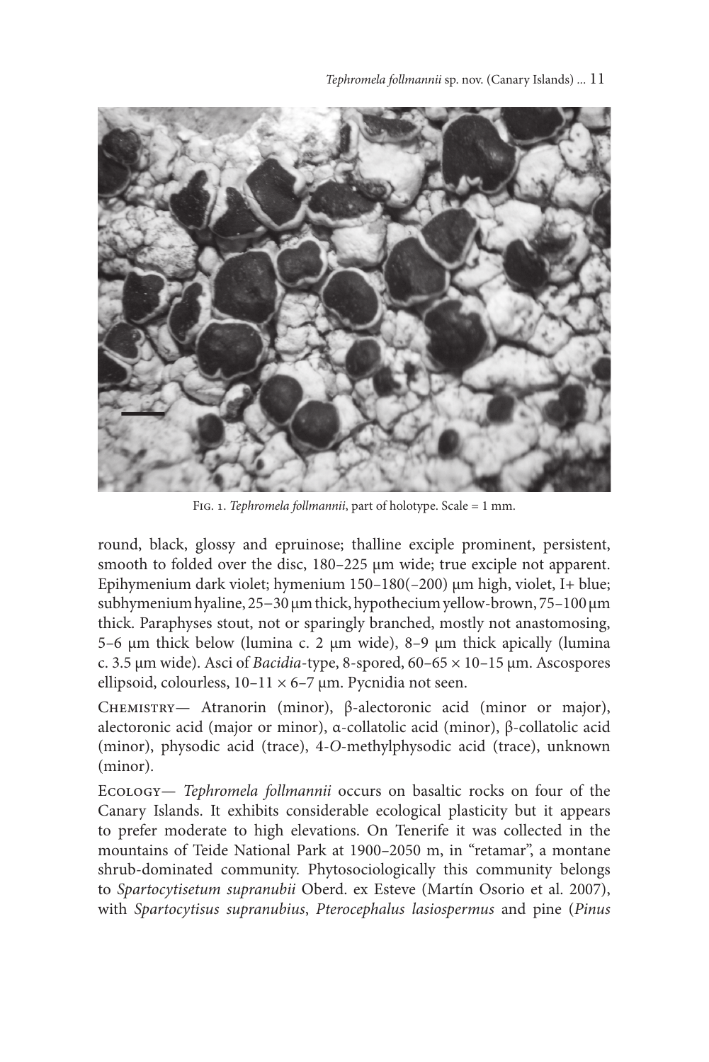Fig. 1. *Tephromela follmannii*, part of holotype. Scale = 1 mm.

round, black, glossy and epruinose; thalline exciple prominent, persistent, smooth to folded over the disc, 180–225 µm wide; true exciple not apparent. Epihymenium dark violet; hymenium 150–180(–200) µm high, violet, I+ blue; subhymenium hyaline, 25–30 µm thick, hypothecium yellow-brown, 75–100 µm thick. Paraphyses stout, not or sparingly branched, mostly not anastomosing, 5–6 µm thick below (lumina c. 2 µm wide), 8–9 µm thick apically (lumina c. 3.5 µm wide). Asci of *Bacidia*-type, 8-spored, 60–65 × 10–15 µm. Ascospores ellipsoid, colourless, 10–11 × 6–7 µm. Pycnidia not seen.

Chemistry— Atranorin (minor), β-alectoronic acid (minor or major), alectoronic acid (major or minor), α-collatolic acid (minor), β-collatolic acid (minor), physodic acid (trace), 4-*O*-methylphysodic acid (trace), unknown (minor).

Ecology— *Tephromela follmannii* occurs on basaltic rocks on four of the Canary Islands. It exhibits considerable ecological plasticity but it appears to prefer moderate to high elevations. On Tenerife it was collected in the mountains of Teide National Park at 1900–2050 m, in "retamar", a montane shrub-dominated community. Phytosociologically this community belongs to *Spartocytisetum supranubii* Oberd. ex Esteve (Martín Osorio et al. 2007), with *Spartocytisus supranubius*, *Pterocephalus lasiospermus* and pine (*Pinus*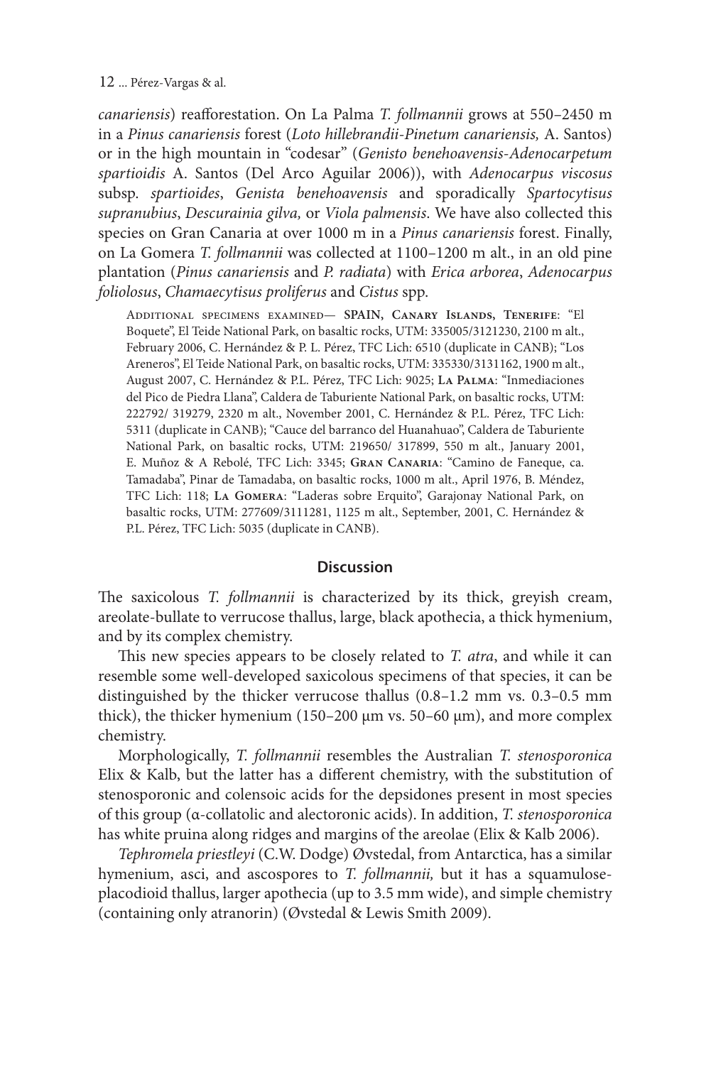*canariensis*) reafforestation. On La Palma *T. follmannii* grows at 550–2450 m in a *Pinus canariensis* forest (*Loto hillebrandii-Pinetum canariensis,* A. Santos) or in the high mountain in "codesar" (*Genisto benehoavensis-Adenocarpetum spartioidis* A. Santos (Del Arco Aguilar 2006)), with *Adenocarpus viscosus* subsp. *spartioides*, *Genista benehoavensis* and sporadically *Spartocytisus supranubius*, *Descurainia gilva,* or *Viola palmensis*. We have also collected this species on Gran Canaria at over 1000 m in a *Pinus canariensis* forest. Finally, on La Gomera *T. follmannii* was collected at 1100–1200 m alt., in an old pine plantation (*Pinus canariensis* and *P. radiata*) with *Erica arborea*, *Adenocarpus foliolosus*, *Chamaecytisus proliferus* and *Cistus* spp.

Additional specimens examined— **SPAIN, Canary Islands, Tenerife**: "El Boquete", El Teide National Park, on basaltic rocks, UTM: 335005/3121230, 2100 m alt., February 2006, C. Hernández & P. L. Pérez, TFC Lich: 6510 (duplicate in CANB); "Los Areneros", El Teide National Park, on basaltic rocks, UTM: 335330/3131162, 1900 m alt., August 2007, C. Hernández & P.L. Pérez, TFC Lich: 9025; **La Palma**: "Inmediaciones del Pico de Piedra Llana", Caldera de Taburiente National Park, on basaltic rocks, UTM: 222792/ 319279, 2320 m alt., November 2001, C. Hernández & P.L. Pérez, TFC Lich: 5311 (duplicate in CANB); "Cauce del barranco del Huanahuao", Caldera de Taburiente National Park, on basaltic rocks, UTM: 219650/ 317899, 550 m alt., January 2001, E. Muñoz & A Rebolé, TFC Lich: 3345; **Gran Canaria**: "Camino de Faneque, ca. Tamadaba", Pinar de Tamadaba, on basaltic rocks, 1000 m alt., April 1976, B. Méndez, TFC Lich: 118; **La Gomera**: "Laderas sobre Erquito", Garajonay National Park, on basaltic rocks, UTM: 277609/3111281, 1125 m alt., September, 2001, C. Hernández & P.L. Pérez, TFC Lich: 5035 (duplicate in CANB).

## Discussion

The saxicolous *T. follmannii* is characterized by its thick, greyish cream, areolate-bullate to verrucose thallus, large, black apothecia, a thick hymenium, and by its complex chemistry.

This new species appears to be closely related to *T. atra*, and while it can resemble some well-developed saxicolous specimens of that species, it can be distinguished by the thicker verrucose thallus (0.8–1.2 mm vs. 0.3–0.5 mm thick), the thicker hymenium (150–200 µm vs. 50–60 µm), and more complex chemistry.

Morphologically, *T. follmannii* resembles the Australian *T. stenosporonica* Elix & Kalb, but the latter has a different chemistry, with the substitution of stenosporonic and colensoic acids for the depsidones present in most species of this group (α-collatolic and alectoronic acids). In addition, *T. stenosporonica* has white pruina along ridges and margins of the areolae (Elix & Kalb 2006).

*Tephromela priestleyi* (C.W. Dodge) Øvstedal, from Antarctica, has a similar hymenium, asci, and ascospores to *T. follmannii,* but it has a squamulose-placodioid thallus, larger apothecia (up to 3.5 mm wide), and simple chemistry (containing only atranorin) (Øvstedal & Lewis Smith 2009).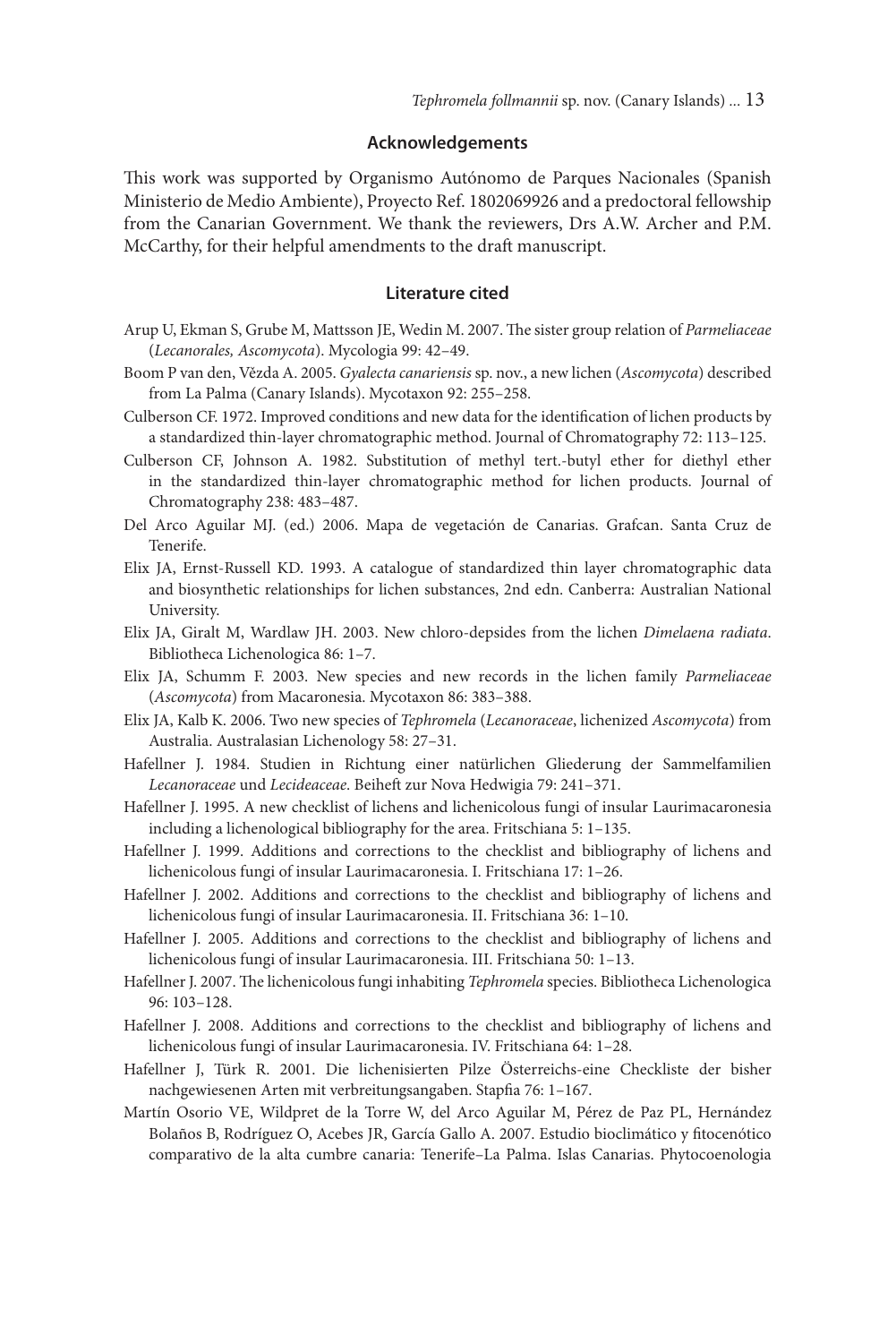## Acknowledgements

This work was supported by Organismo Autónomo de Parques Nacionales (Spanish Ministerio de Medio Ambiente), Proyecto Ref. 1802069926 and a predoctoral fellowship from the Canarian Government. We thank the reviewers, Drs A.W. Archer and P.M. McCarthy, for their helpful amendments to the draft manuscript.

## Literature cited

Arup U, Ekman S, Grube M, Mattsson JE, Wedin M. 2007. The sister group relation of *Parmeliaceae* (*Lecanorales, Ascomycota*). Mycologia 99: 42–49.

Boom P van den, Vězda A. 2005. *Gyalecta canariensis* sp. nov., a new lichen (*Ascomycota*) described from La Palma (Canary Islands). Mycotaxon 92: 255–258.

Culberson CF. 1972. Improved conditions and new data for the identification of lichen products by a standardized thin-layer chromatographic method. Journal of Chromatography 72: 113–125.

Culberson CF, Johnson A. 1982. Substitution of methyl tert.-butyl ether for diethyl ether in the standardized thin-layer chromatographic method for lichen products. Journal of Chromatography 238: 483–487.

Del Arco Aguilar MJ. (ed.) 2006. Mapa de vegetación de Canarias. Grafcan. Santa Cruz de Tenerife.

Elix JA, Ernst-Russell KD. 1993. A catalogue of standardized thin layer chromatographic data and biosynthetic relationships for lichen substances, 2nd edn. Canberra: Australian National University.

Elix JA, Giralt M, Wardlaw JH. 2003. New chloro-depsides from the lichen *Dimelaena radiata*. Bibliotheca Lichenologica 86: 1–7.

Elix JA, Schumm F. 2003. New species and new records in the lichen family *Parmeliaceae* (*Ascomycota*) from Macaronesia. Mycotaxon 86: 383–388.

Elix JA, Kalb K. 2006. Two new species of *Tephromela* (*Lecanoraceae*, lichenized *Ascomycota*) from Australia. Australasian Lichenology 58: 27–31.

Hafellner J. 1984. Studien in Richtung einer natürlichen Gliederung der Sammelfamilien *Lecanoraceae* und *Lecideaceae*. Beiheft zur Nova Hedwigia 79: 241–371.

Hafellner J. 1995. A new checklist of lichens and lichenicolous fungi of insular Laurimacaronesia including a lichenological bibliography for the area. Fritschiana 5: 1–135.

Hafellner J. 1999. Additions and corrections to the checklist and bibliography of lichens and lichenicolous fungi of insular Laurimacaronesia. I. Fritschiana 17: 1–26.

Hafellner J. 2002. Additions and corrections to the checklist and bibliography of lichens and lichenicolous fungi of insular Laurimacaronesia. II. Fritschiana 36: 1–10.

Hafellner J. 2005. Additions and corrections to the checklist and bibliography of lichens and lichenicolous fungi of insular Laurimacaronesia. III. Fritschiana 50: 1–13.

Hafellner J. 2007. The lichenicolous fungi inhabiting *Tephromela* species. Bibliotheca Lichenologica 96: 103–128.

Hafellner J. 2008. Additions and corrections to the checklist and bibliography of lichens and lichenicolous fungi of insular Laurimacaronesia. IV. Fritschiana 64: 1–28.

Hafellner J, Türk R. 2001. Die lichenisierten Pilze Österreichs-eine Checkliste der bisher nachgewiesenen Arten mit verbreitungsangaben. Stapfia 76: 1–167.

Martín Osorio VE, Wildpret de la Torre W, del Arco Aguilar M, Pérez de Paz PL, Hernández Bolaños B, Rodríguez O, Acebes JR, García Gallo A. 2007. Estudio bioclimático y fitocenótico comparativo de la alta cumbre canaria: Tenerife–La Palma. Islas Canarias. Phytocoenologia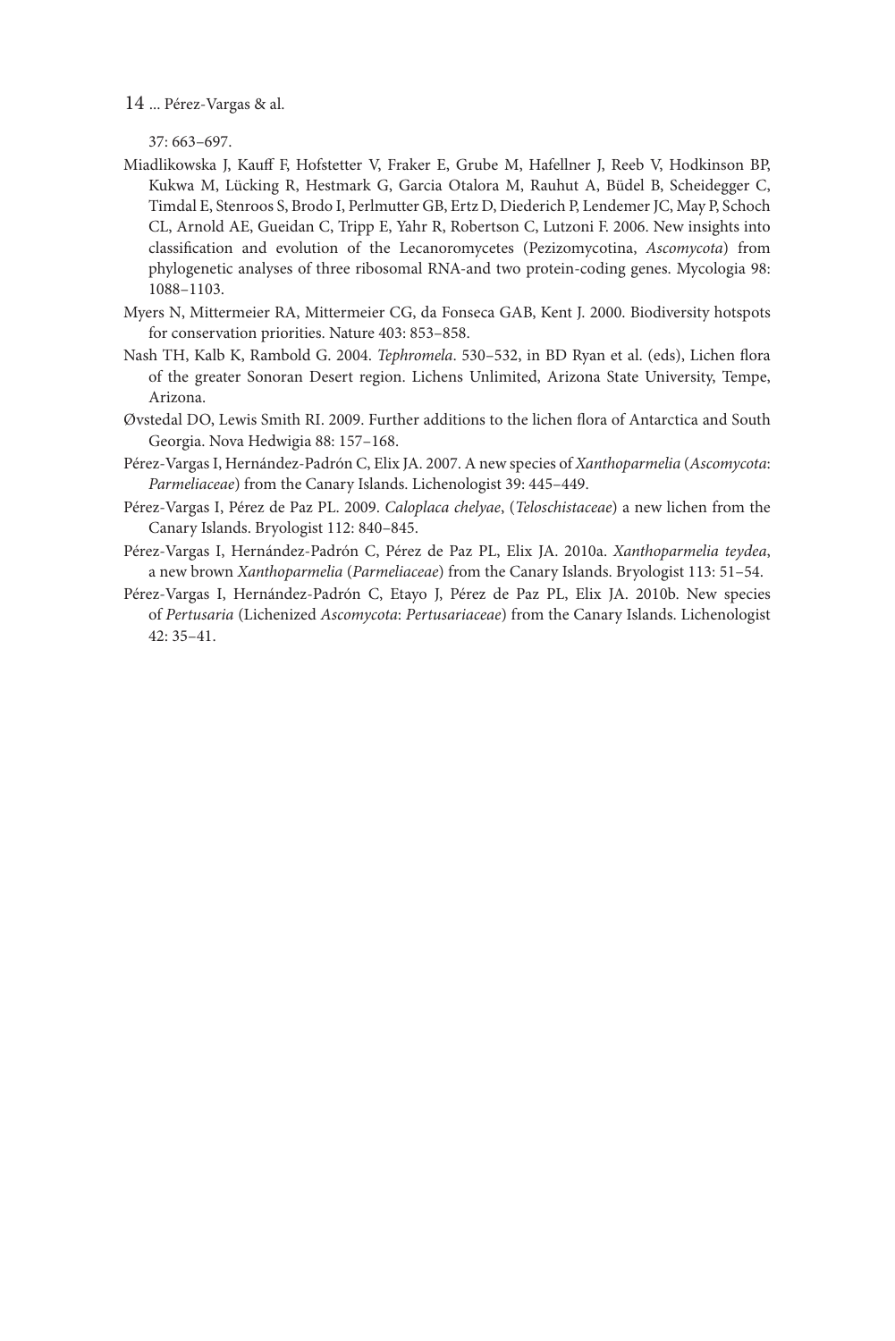37: 663–697.

Miadlikowska J, Kauff F, Hofstetter V, Fraker E, Grube M, Hafellner J, Reeb V, Hodkinson BP, Kukwa M, Lücking R, Hestmark G, Garcia Otalora M, Rauhut A, Büdel B, Scheidegger C, Timdal E, Stenroos S, Brodo I, Perlmutter GB, Ertz D, Diederich P, Lendemer JC, May P, Schoch CL, Arnold AE, Gueidan C, Tripp E, Yahr R, Robertson C, Lutzoni F. 2006. New insights into classification and evolution of the Lecanoromycetes (Pezizomycotina, *Ascomycota*) from phylogenetic analyses of three ribosomal RNA-and two protein-coding genes. Mycologia 98: 1088–1103.

Myers N, Mittermeier RA, Mittermeier CG, da Fonseca GAB, Kent J. 2000. Biodiversity hotspots for conservation priorities. Nature 403: 853–858.

Nash TH, Kalb K, Rambold G. 2004. *Tephromela*. 530–532, in BD Ryan et al. (eds), Lichen flora of the greater Sonoran Desert region. Lichens Unlimited, Arizona State University, Tempe, Arizona.

Øvstedal DO, Lewis Smith RI. 2009. Further additions to the lichen flora of Antarctica and South Georgia. Nova Hedwigia 88: 157–168.

Pérez-Vargas I, Hernández-Padrón C, Elix JA. 2007. A new species of *Xanthoparmelia* (*Ascomycota*: *Parmeliaceae*) from the Canary Islands. Lichenologist 39: 445–449.

Pérez-Vargas I, Pérez de Paz PL. 2009. *Caloplaca chelyae*, (*Teloschistaceae*) a new lichen from the Canary Islands. Bryologist 112: 840–845.

Pérez-Vargas I, Hernández-Padrón C, Pérez de Paz PL, Elix JA. 2010a. *Xanthoparmelia teydea*, a new brown *Xanthoparmelia* (*Parmeliaceae*) from the Canary Islands. Bryologist 113: 51–54.

Pérez-Vargas I, Hernández-Padrón C, Etayo J, Pérez de Paz PL, Elix JA. 2010b. New species of *Pertusaria* (Lichenized *Ascomycota*: *Pertusariaceae*) from the Canary Islands. Lichenologist 42: 35–41.